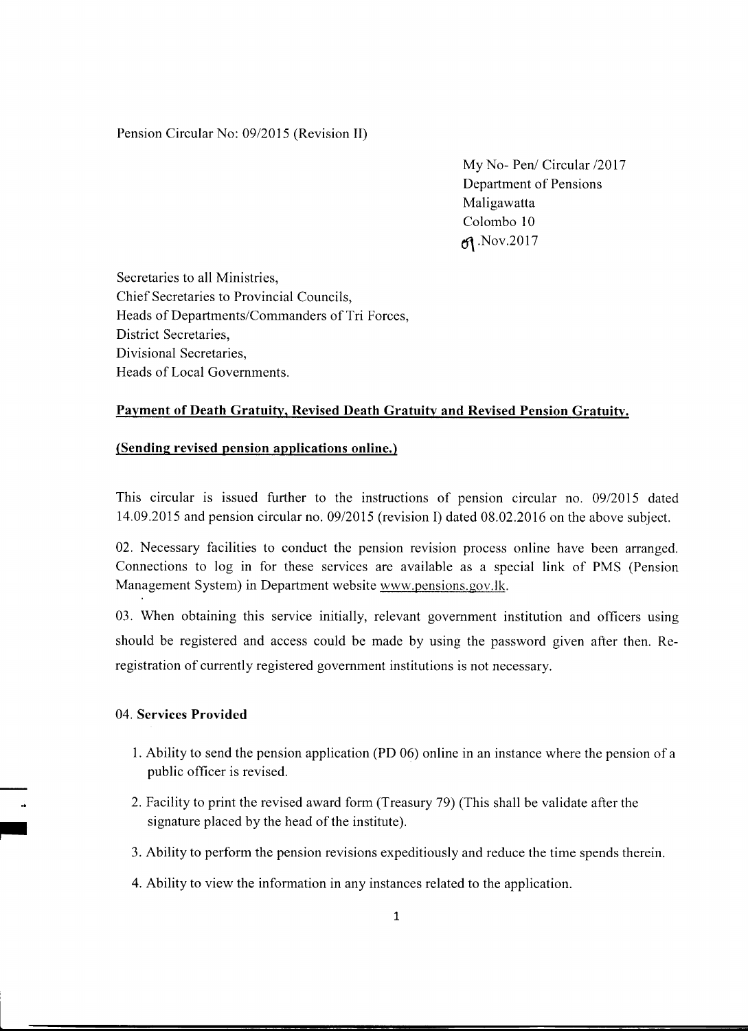Pension Circular No: 09/2015 (Revision II)

My No- Pen/ Circular /2017
Department of Pensions
Maligawatta
Colombo 10
09.Nov.2017

Secretaries to all Ministries,
Chief Secretaries to Provincial Councils,
Heads of Departments/Commanders of Tri Forces,
District Secretaries,
Divisional Secretaries,
Heads of Local Governments.

**Payment of Death Gratuity, Revised Death Gratuity and Revised Pension Gratuity.**

**(Sending revised pension applications online.)**

This circular is issued further to the instructions of pension circular no. 09/2015 dated 14.09.2015 and pension circular no. 09/2015 (revision I) dated 08.02.2016 on the above subject.

02. Necessary facilities to conduct the pension revision process online have been arranged. Connections to log in for these services are available as a special link of PMS (Pension Management System) in Department website www.pensions.gov.lk.

03. When obtaining this service initially, relevant government institution and officers using should be registered and access could be made by using the password given after then. Re-registration of currently registered government institutions is not necessary.

04. **Services Provided**

1. Ability to send the pension application (PD 06) online in an instance where the pension of a public officer is revised.
2. Facility to print the revised award form (Treasury 79) (This shall be validate after the signature placed by the head of the institute).
3. Ability to perform the pension revisions expeditiously and reduce the time spends therein.
4. Ability to view the information in any instances related to the application.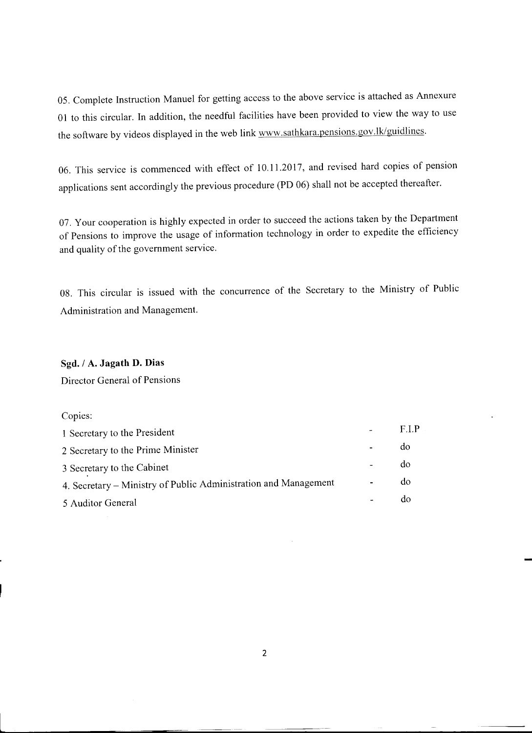05. Complete Instruction Manuel for getting access to the above service is attached as Annexure 01 to this circular. In addition, the needful facilities have been provided to view the way to use the software by videos displayed in the web link www.sathkara.pensions.gov.lk/guidlines.

06. This service is commenced with effect of 10.11.2017, and revised hard copies of pension applications sent accordingly the previous procedure (PD 06) shall not be accepted thereafter.

07. Your cooperation is highly expected in order to succeed the actions taken by the Department of Pensions to improve the usage of information technology in order to expedite the efficiency and quality of the government service.

08. This circular is issued with the concurrence of the Secretary to the Ministry of Public Administration and Management.

**Sgd. / A. Jagath D. Dias**
Director General of Pensions

Copies:

| | | |
|---|---|---|
| 1 Secretary to the President | - | F.I.P |
| 2 Secretary to the Prime Minister | - | do |
| 3 Secretary to the Cabinet | - | do |
| 4. Secretary – Ministry of Public Administration and Management | - | do |
| 5 Auditor General | - | do |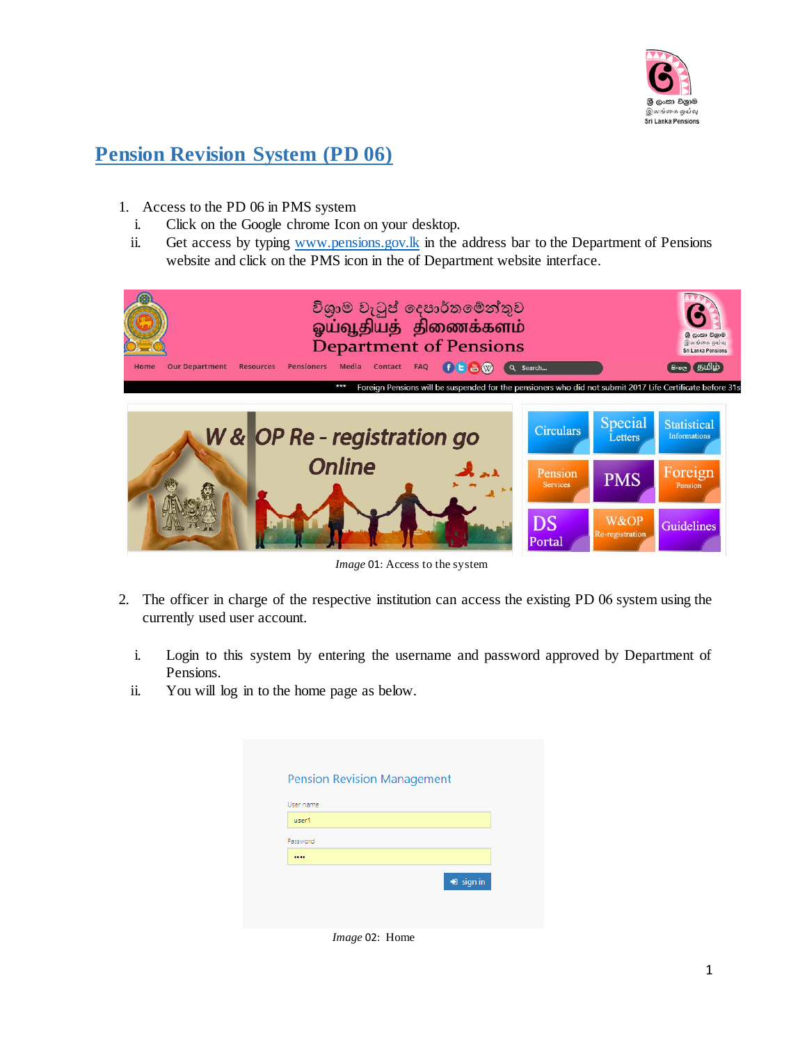# Pension Revision System (PD 06)

1. Access to the PD 06 in PMS system
   - i. Click on the Google chrome Icon on your desktop.
   - ii. Get access by typing www.pensions.gov.lk in the address bar to the Department of Pensions website and click on the PMS icon in the of Department website interface.

*Image* 01: Access to the system

2. The officer in charge of the respective institution can access the existing PD 06 system using the currently used user account.

   - i. Login to this system by entering the username and password approved by Department of Pensions.
   - ii. You will log in to the home page as below.

*Image* 02: Home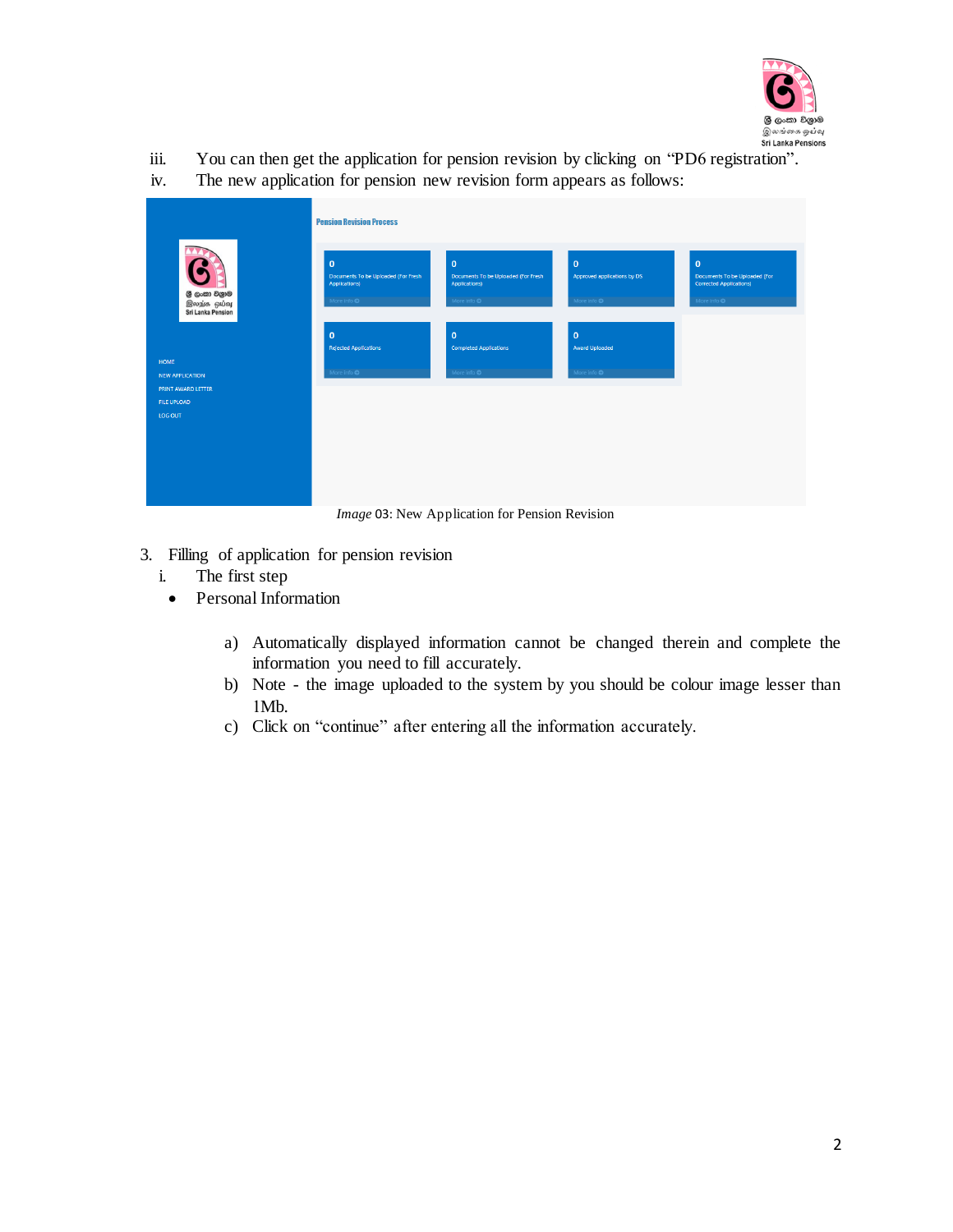iii. You can then get the application for pension revision by clicking on "PD6 registration".

iv. The new application for pension new revision form appears as follows:

*Image* 03: New Application for Pension Revision

3. Filling of application for pension revision

   i. The first step

   - Personal Information

     a) Automatically displayed information cannot be changed therein and complete the information you need to fill accurately.

     b) Note - the image uploaded to the system by you should be colour image lesser than 1Mb.

     c) Click on "continue" after entering all the information accurately.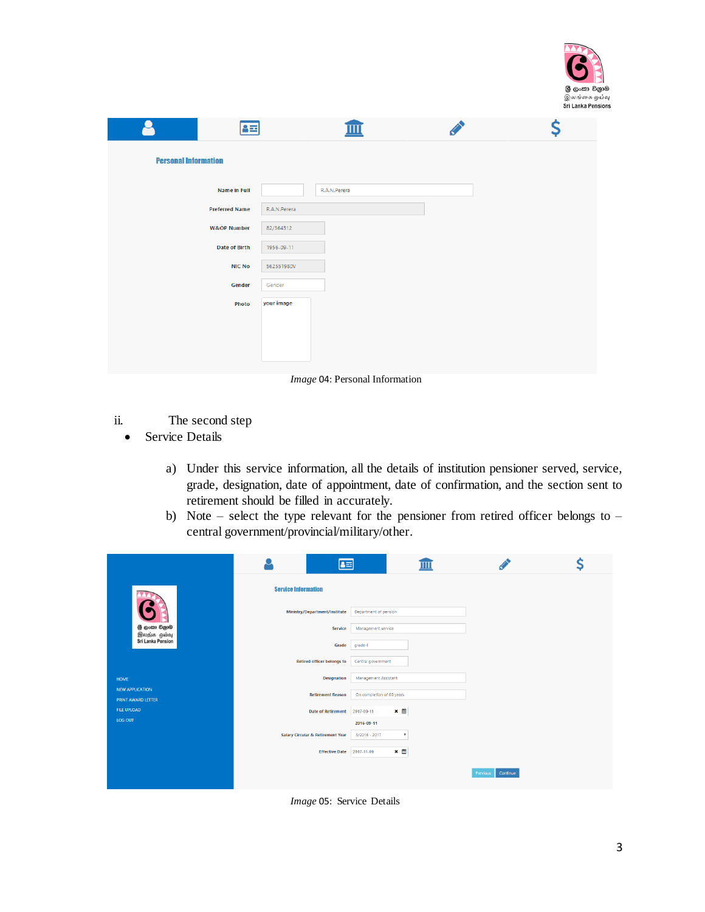*Image* 04: Personal Information

ii. The second step

- Service Details

  a) Under this service information, all the details of institution pensioner served, service, grade, designation, date of appointment, date of confirmation, and the section sent to retirement should be filled in accurately.

  b) Note – select the type relevant for the pensioner from retired officer belongs to – central government/provincial/military/other.

*Image* 05: Service Details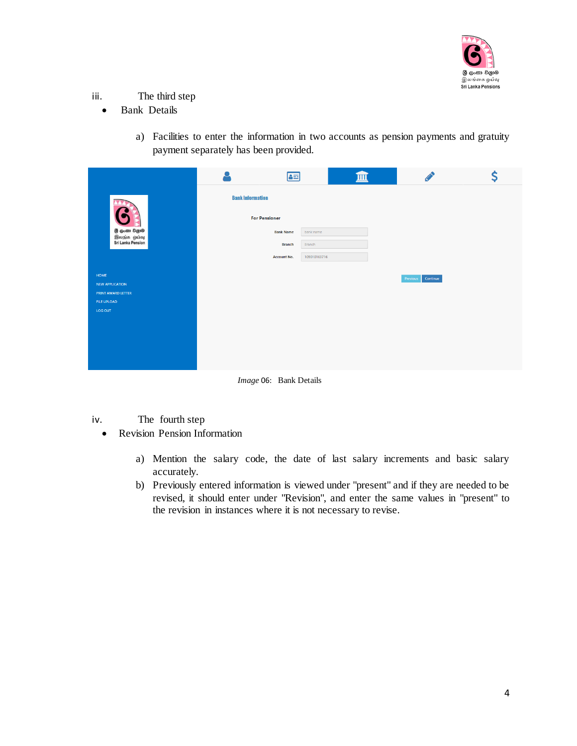iii. The third step

- Bank Details

a) Facilities to enter the information in two accounts as pension payments and gratuity payment separately has been provided.

*Image* 06: Bank Details

iv. The fourth step

- Revision Pension Information

a) Mention the salary code, the date of last salary increments and basic salary accurately.

b) Previously entered information is viewed under "present" and if they are needed to be revised, it should enter under "Revision", and enter the same values in "present" to the revision in instances where it is not necessary to revise.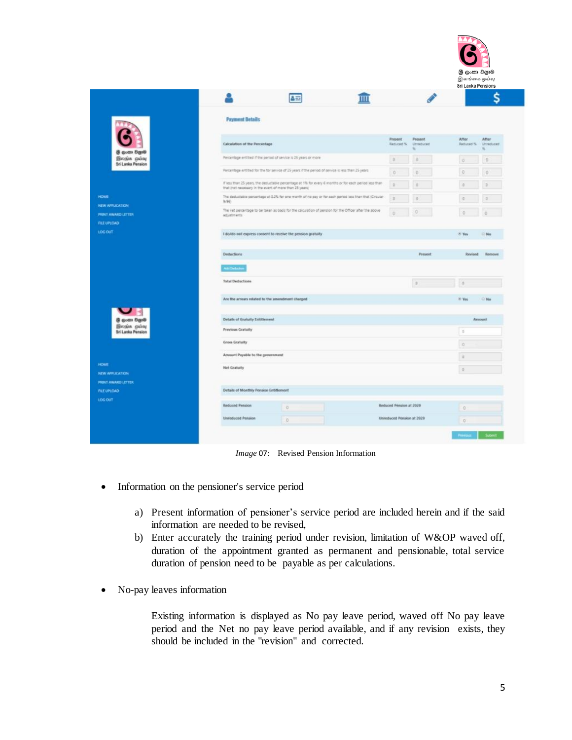*Image* 07: Revised Pension Information

- Information on the pensioner's service period

    a) Present information of pensioner's service period are included herein and if the said information are needed to be revised,

    b) Enter accurately the training period under revision, limitation of W&OP waved off, duration of the appointment granted as permanent and pensionable, total service duration of pension need to be payable as per calculations.

- No-pay leaves information

    Existing information is displayed as No pay leave period, waved off No pay leave period and the Net no pay leave period available, and if any revision exists, they should be included in the "revision" and corrected.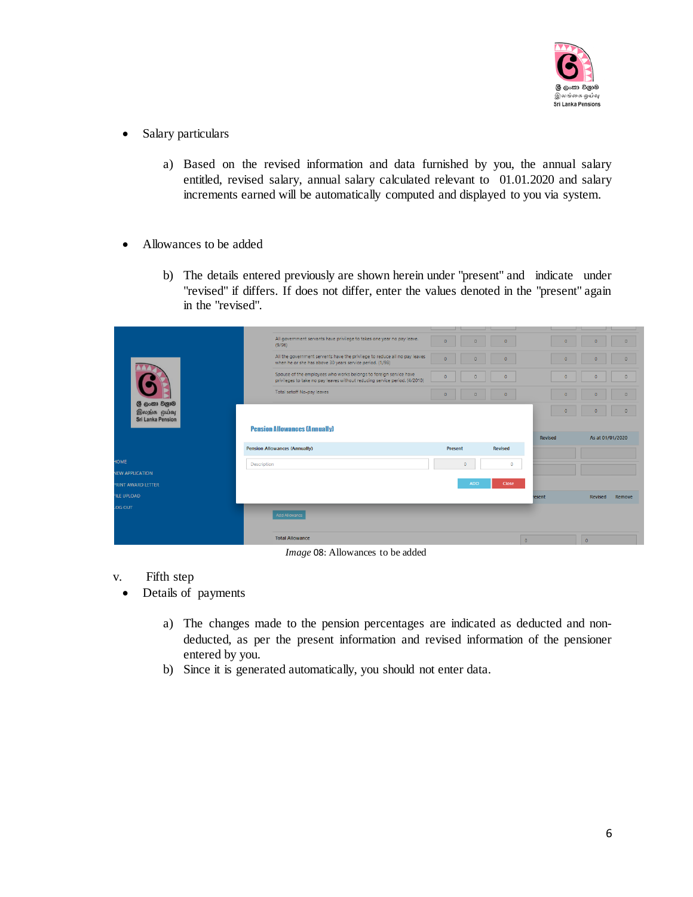- Salary particulars

  a) Based on the revised information and data furnished by you, the annual salary entitled, revised salary, annual salary calculated relevant to 01.01.2020 and salary increments earned will be automatically computed and displayed to you via system.

- Allowances to be added

  b) The details entered previously are shown herein under "present" and indicate under "revised" if differs. If does not differ, enter the values denoted in the "present" again in the "revised".

*Image* 08: Allowances to be added

v. Fifth step

- Details of payments

  a) The changes made to the pension percentages are indicated as deducted and non-deducted, as per the present information and revised information of the pensioner entered by you.

  b) Since it is generated automatically, you should not enter data.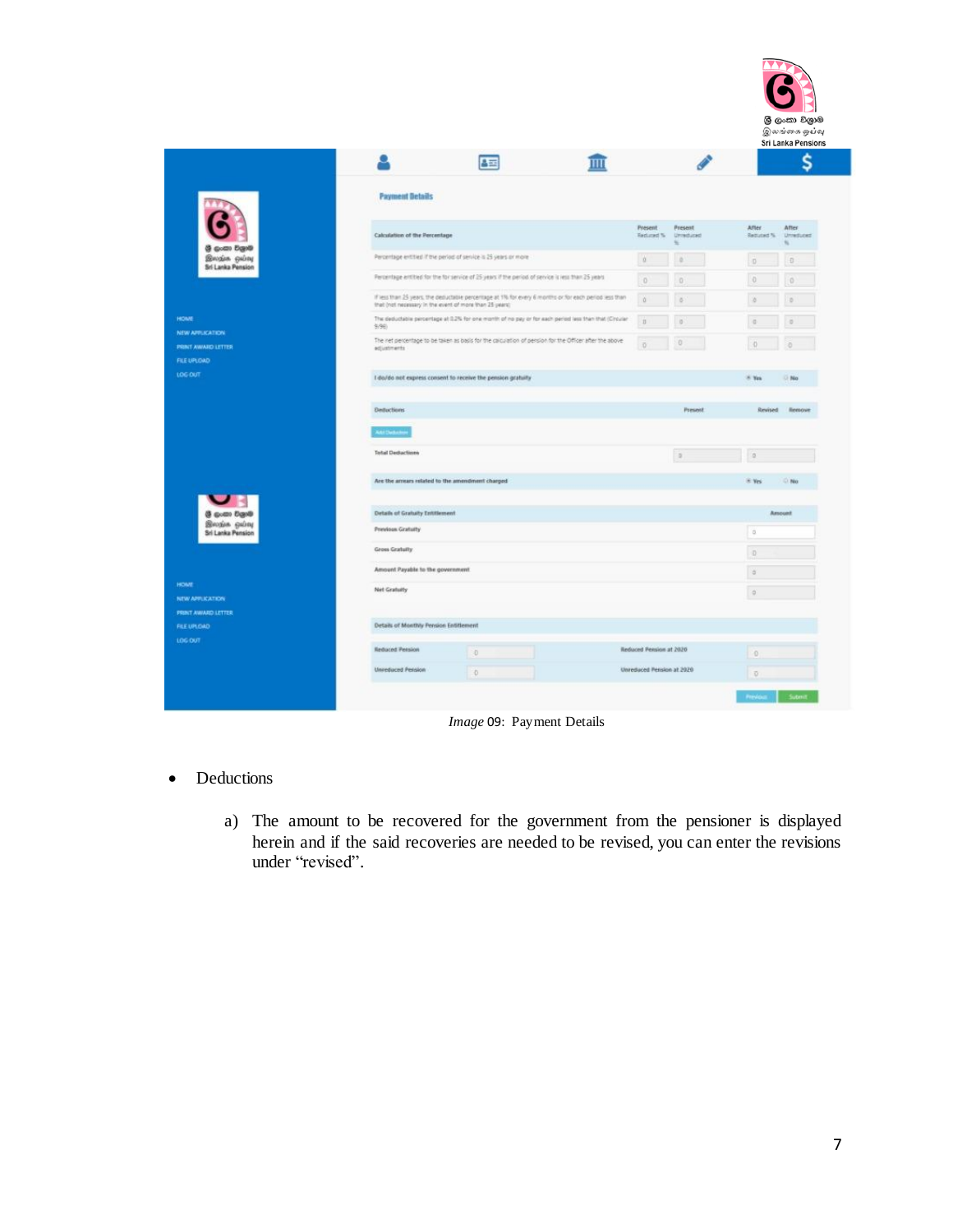*Image* 09: Payment Details

- Deductions

  a) The amount to be recovered for the government from the pensioner is displayed herein and if the said recoveries are needed to be revised, you can enter the revisions under "revised".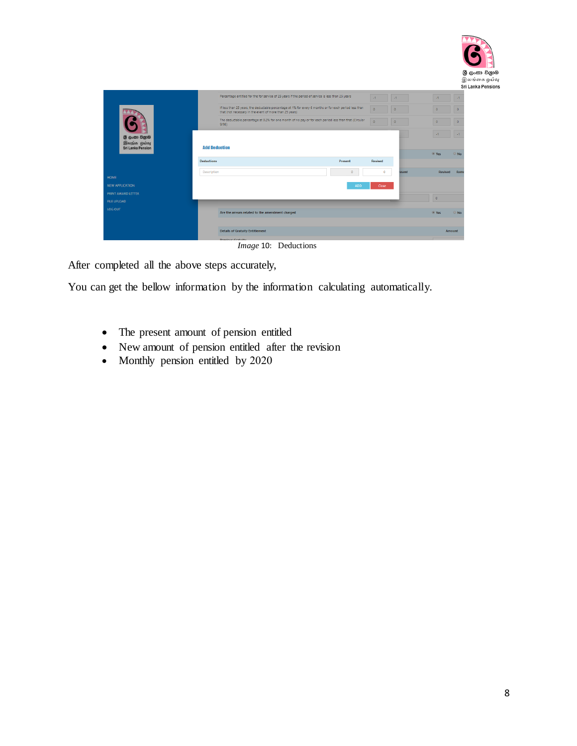*Image* 10: Deductions

After completed all the above steps accurately,

You can get the bellow information by the information calculating automatically.

- The present amount of pension entitled
- New amount of pension entitled after the revision
- Monthly pension entitled by 2020